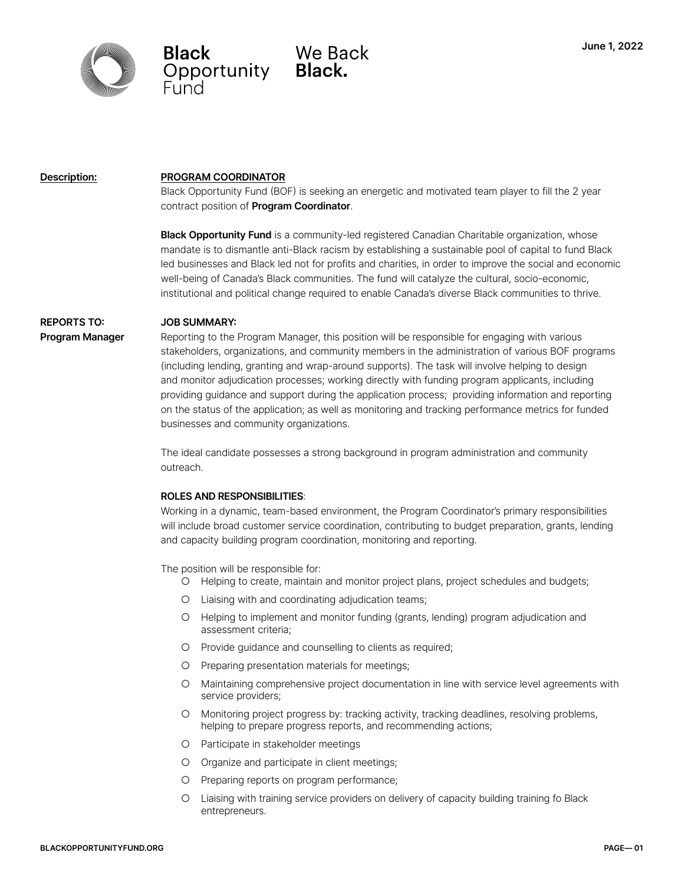Black Opportunity Fund

We Back **Black.**

**June 1, 2022**

**Description:**

**PROGRAM COORDINATOR**

Black Opportunity Fund (BOF) is seeking an energetic and motivated team player to fill the 2 year contract position of **Program Coordinator**.

**Black Opportunity Fund** is a community-led registered Canadian Charitable organization, whose mandate is to dismantle anti-Black racism by establishing a sustainable pool of capital to fund Black led businesses and Black led not for profits and charities, in order to improve the social and economic well-being of Canada's Black communities. The fund will catalyze the cultural, socio-economic, institutional and political change required to enable Canada's diverse Black communities to thrive.

**REPORTS TO:**
**Program Manager**

**JOB SUMMARY:**

Reporting to the Program Manager, this position will be responsible for engaging with various stakeholders, organizations, and community members in the administration of various BOF programs (including lending, granting and wrap-around supports). The task will involve helping to design and monitor adjudication processes; working directly with funding program applicants, including providing guidance and support during the application process; providing information and reporting on the status of the application; as well as monitoring and tracking performance metrics for funded businesses and community organizations.

The ideal candidate possesses a strong background in program administration and community outreach.

**ROLES AND RESPONSIBILITIES**:

Working in a dynamic, team-based environment, the Program Coordinator's primary responsibilities will include broad customer service coordination, contributing to budget preparation, grants, lending and capacity building program coordination, monitoring and reporting.

The position will be responsible for:

- Helping to create, maintain and monitor project plans, project schedules and budgets;
- Liaising with and coordinating adjudication teams;
- Helping to implement and monitor funding (grants, lending) program adjudication and assessment criteria;
- Provide guidance and counselling to clients as required;
- Preparing presentation materials for meetings;
- Maintaining comprehensive project documentation in line with service level agreements with service providers;
- Monitoring project progress by: tracking activity, tracking deadlines, resolving problems, helping to prepare progress reports, and recommending actions;
- Participate in stakeholder meetings
- Organize and participate in client meetings;
- Preparing reports on program performance;
- Liaising with training service providers on delivery of capacity building training fo Black entrepreneurs.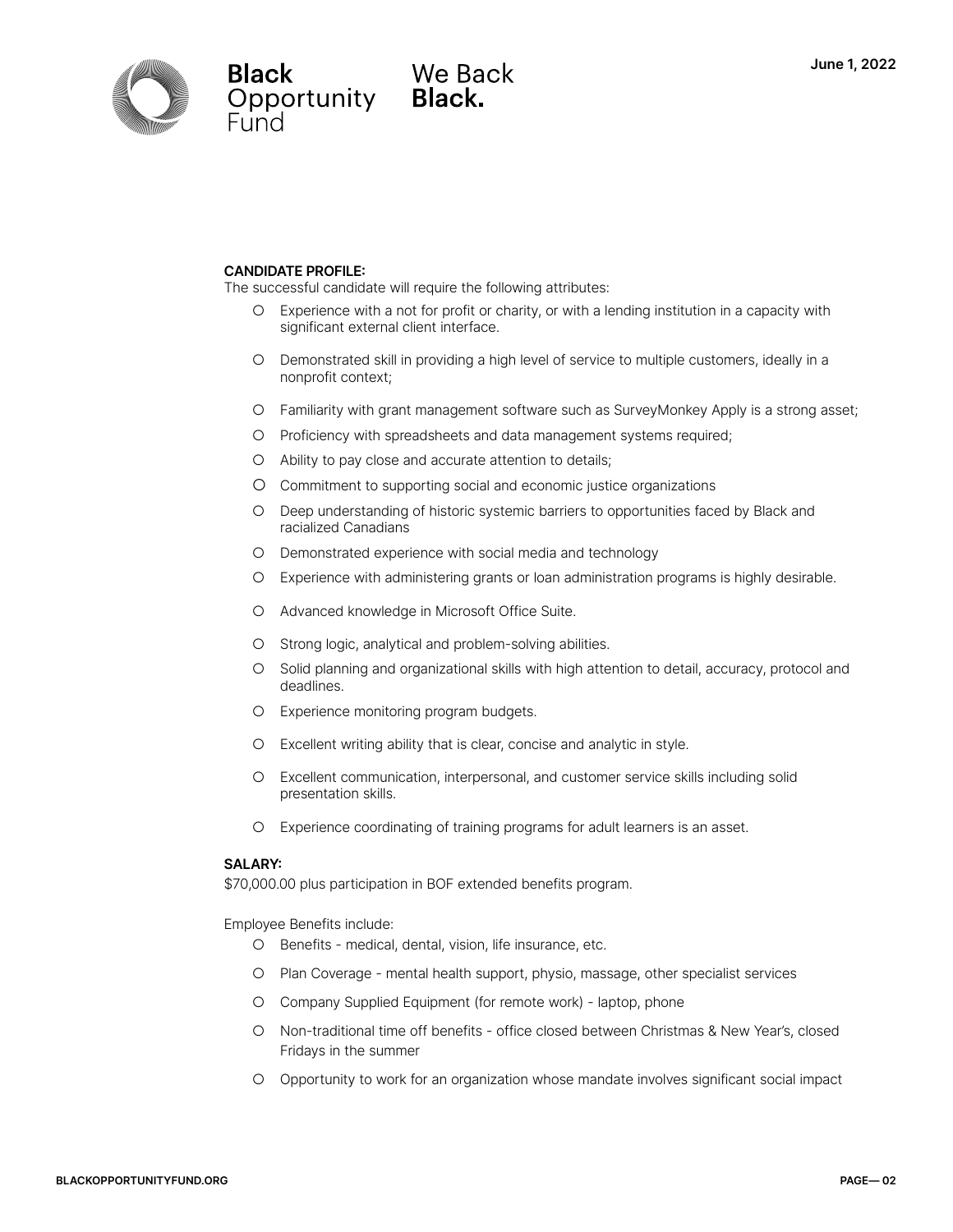**CANDIDATE PROFILE:**

The successful candidate will require the following attributes:

- Experience with a not for profit or charity, or with a lending institution in a capacity with significant external client interface.
- Demonstrated skill in providing a high level of service to multiple customers, ideally in a nonprofit context;
- Familiarity with grant management software such as SurveyMonkey Apply is a strong asset;
- Proficiency with spreadsheets and data management systems required;
- Ability to pay close and accurate attention to details;
- Commitment to supporting social and economic justice organizations
- Deep understanding of historic systemic barriers to opportunities faced by Black and racialized Canadians
- Demonstrated experience with social media and technology
- Experience with administering grants or loan administration programs is highly desirable.
- Advanced knowledge in Microsoft Office Suite.
- Strong logic, analytical and problem-solving abilities.
- Solid planning and organizational skills with high attention to detail, accuracy, protocol and deadlines.
- Experience monitoring program budgets.
- Excellent writing ability that is clear, concise and analytic in style.
- Excellent communication, interpersonal, and customer service skills including solid presentation skills.
- Experience coordinating of training programs for adult learners is an asset.

**SALARY:**

$70,000.00 plus participation in BOF extended benefits program.

Employee Benefits include:

- Benefits - medical, dental, vision, life insurance, etc.
- Plan Coverage - mental health support, physio, massage, other specialist services
- Company Supplied Equipment (for remote work) - laptop, phone
- Non-traditional time off benefits - office closed between Christmas & New Year's, closed Fridays in the summer
- Opportunity to work for an organization whose mandate involves significant social impact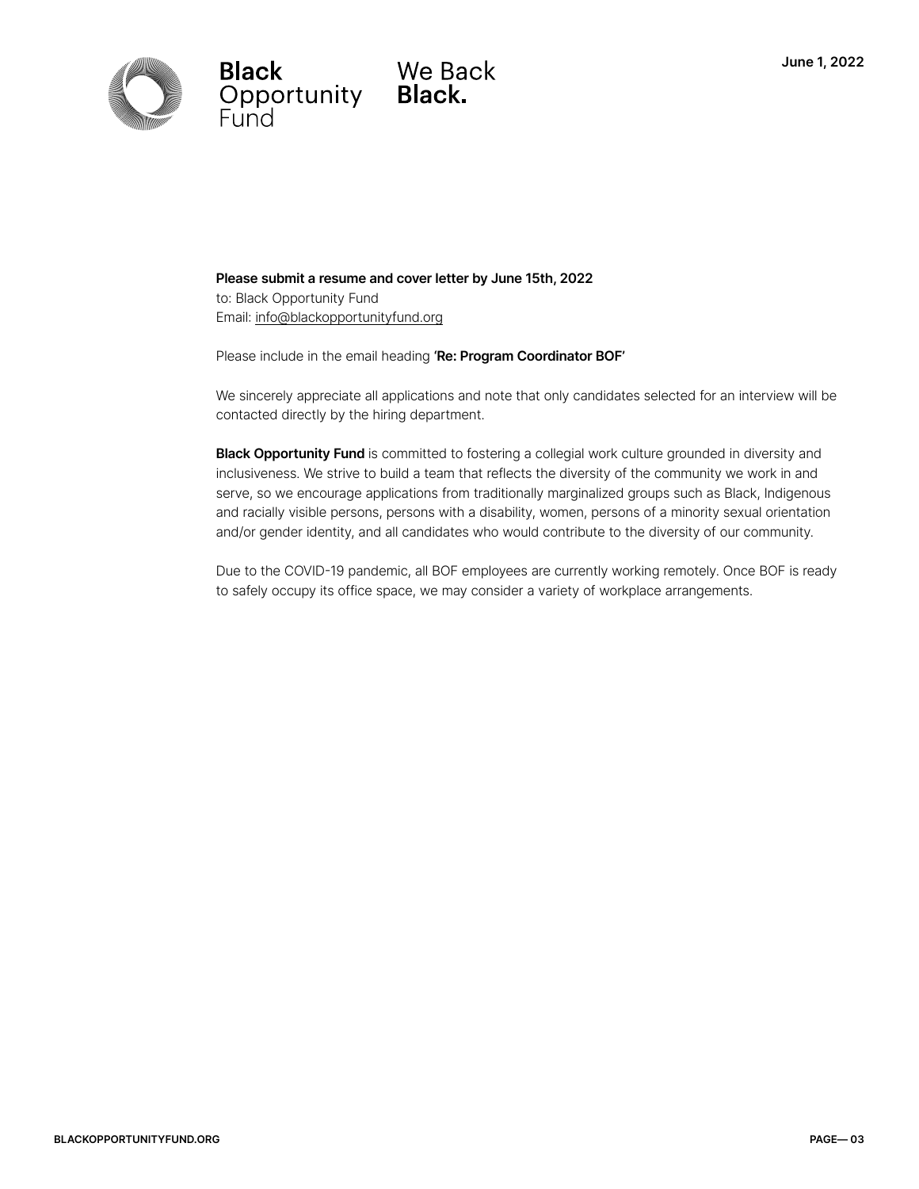**Please submit a resume and cover letter by June 15th, 2022**
to: Black Opportunity Fund
Email: info@blackopportunityfund.org

Please include in the email heading **'Re: Program Coordinator BOF'**

We sincerely appreciate all applications and note that only candidates selected for an interview will be contacted directly by the hiring department.

**Black Opportunity Fund** is committed to fostering a collegial work culture grounded in diversity and inclusiveness. We strive to build a team that reflects the diversity of the community we work in and serve, so we encourage applications from traditionally marginalized groups such as Black, Indigenous and racially visible persons, persons with a disability, women, persons of a minority sexual orientation and/or gender identity, and all candidates who would contribute to the diversity of our community.

Due to the COVID-19 pandemic, all BOF employees are currently working remotely. Once BOF is ready to safely occupy its office space, we may consider a variety of workplace arrangements.